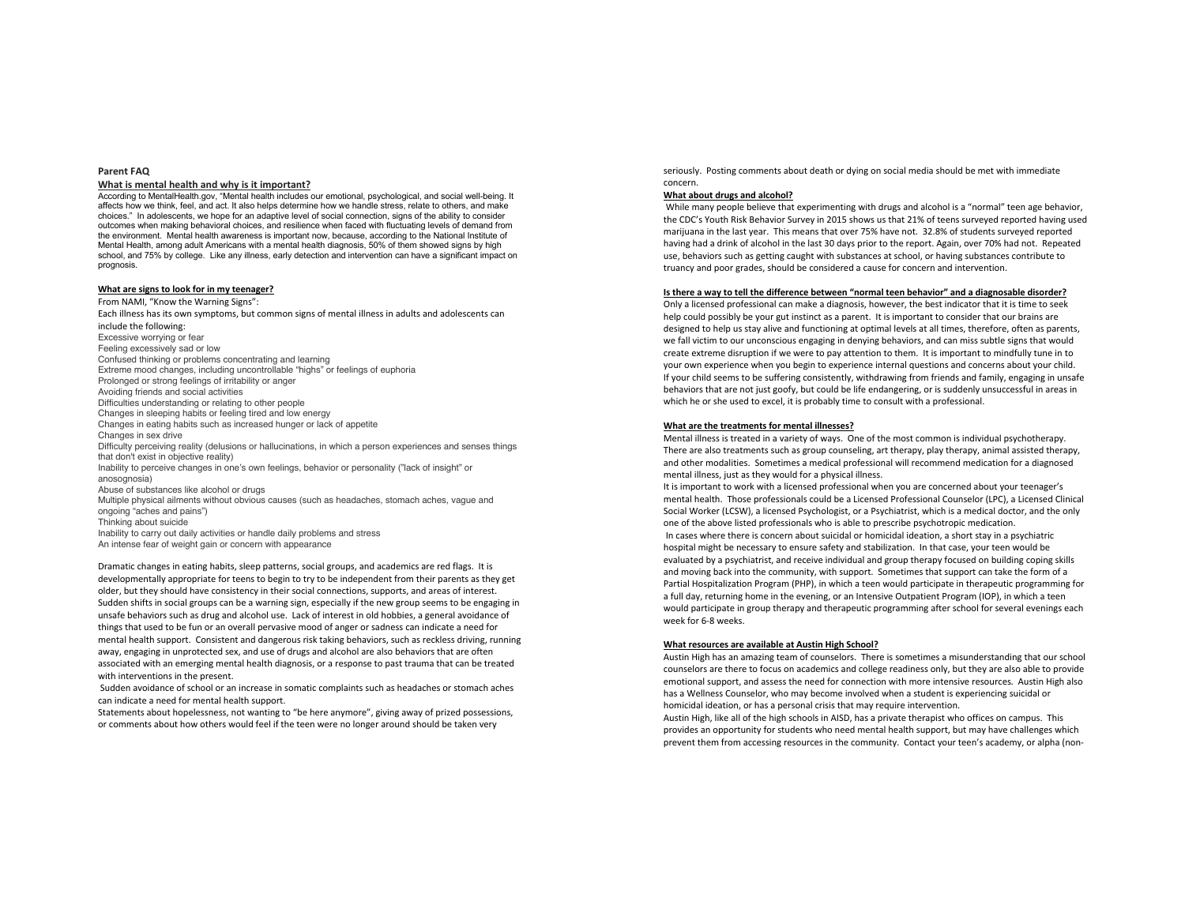**Parent FAQ**

**What is mental health and why is it important?**

According to MentalHealth.gov, "Mental health includes our emotional, psychological, and social well-being. It affects how we think, feel, and act. It also helps determine how we handle stress, relate to others, and make choices." In adolescents, we hope for an adaptive level of social connection, signs of the ability to consider outcomes when making behavioral choices, and resilience when faced with fluctuating levels of demand from the environment. Mental health awareness is important now, because, according to the National Institute of Mental Health, among adult Americans with a mental health diagnosis, 50% of them showed signs by high school, and 75% by college. Like any illness, early detection and intervention can have a significant impact on prognosis.

**What are signs to look for in my teenager?**

From NAMI, "Know the Warning Signs":

Each illness has its own symptoms, but common signs of mental illness in adults and adolescents can include the following:

Excessive worrying or fear
Feeling excessively sad or low
Confused thinking or problems concentrating and learning
Extreme mood changes, including uncontrollable "highs" or feelings of euphoria
Prolonged or strong feelings of irritability or anger
Avoiding friends and social activities
Difficulties understanding or relating to other people
Changes in sleeping habits or feeling tired and low energy
Changes in eating habits such as increased hunger or lack of appetite
Changes in sex drive
Difficulty perceiving reality (delusions or hallucinations, in which a person experiences and senses things that don't exist in objective reality)
Inability to perceive changes in one's own feelings, behavior or personality ("lack of insight" or anosognosia)
Abuse of substances like alcohol or drugs
Multiple physical ailments without obvious causes (such as headaches, stomach aches, vague and ongoing "aches and pains")
Thinking about suicide
Inability to carry out daily activities or handle daily problems and stress
An intense fear of weight gain or concern with appearance

Dramatic changes in eating habits, sleep patterns, social groups, and academics are red flags. It is developmentally appropriate for teens to begin to try to be independent from their parents as they get older, but they should have consistency in their social connections, supports, and areas of interest. Sudden shifts in social groups can be a warning sign, especially if the new group seems to be engaging in unsafe behaviors such as drug and alcohol use. Lack of interest in old hobbies, a general avoidance of things that used to be fun or an overall pervasive mood of anger or sadness can indicate a need for mental health support. Consistent and dangerous risk taking behaviors, such as reckless driving, running away, engaging in unprotected sex, and use of drugs and alcohol are also behaviors that are often associated with an emerging mental health diagnosis, or a response to past trauma that can be treated with interventions in the present.

Sudden avoidance of school or an increase in somatic complaints such as headaches or stomach aches can indicate a need for mental health support.

Statements about hopelessness, not wanting to "be here anymore", giving away of prized possessions, or comments about how others would feel if the teen were no longer around should be taken very seriously. Posting comments about death or dying on social media should be met with immediate concern.

**What about drugs and alcohol?**

While many people believe that experimenting with drugs and alcohol is a "normal" teen age behavior, the CDC's Youth Risk Behavior Survey in 2015 shows us that 21% of teens surveyed reported having used marijuana in the last year. This means that over 75% have not. 32.8% of students surveyed reported having had a drink of alcohol in the last 30 days prior to the report. Again, over 70% had not. Repeated use, behaviors such as getting caught with substances at school, or having substances contribute to truancy and poor grades, should be considered a cause for concern and intervention.

**Is there a way to tell the difference between "normal teen behavior" and a diagnosable disorder?**

Only a licensed professional can make a diagnosis, however, the best indicator that it is time to seek help could possibly be your gut instinct as a parent. It is important to consider that our brains are designed to help us stay alive and functioning at optimal levels at all times, therefore, often as parents, we fall victim to our unconscious engaging in denying behaviors, and can miss subtle signs that would create extreme disruption if we were to pay attention to them. It is important to mindfully tune in to your own experience when you begin to experience internal questions and concerns about your child. If your child seems to be suffering consistently, withdrawing from friends and family, engaging in unsafe behaviors that are not just goofy, but could be life endangering, or is suddenly unsuccessful in areas in which he or she used to excel, it is probably time to consult with a professional.

**What are the treatments for mental illnesses?**

Mental illness is treated in a variety of ways. One of the most common is individual psychotherapy. There are also treatments such as group counseling, art therapy, play therapy, animal assisted therapy, and other modalities. Sometimes a medical professional will recommend medication for a diagnosed mental illness, just as they would for a physical illness.

It is important to work with a licensed professional when you are concerned about your teenager's mental health. Those professionals could be a Licensed Professional Counselor (LPC), a Licensed Clinical Social Worker (LCSW), a licensed Psychologist, or a Psychiatrist, which is a medical doctor, and the only one of the above listed professionals who is able to prescribe psychotropic medication.

In cases where there is concern about suicidal or homicidal ideation, a short stay in a psychiatric hospital might be necessary to ensure safety and stabilization. In that case, your teen would be evaluated by a psychiatrist, and receive individual and group therapy focused on building coping skills and moving back into the community, with support. Sometimes that support can take the form of a Partial Hospitalization Program (PHP), in which a teen would participate in therapeutic programming for a full day, returning home in the evening, or an Intensive Outpatient Program (IOP), in which a teen would participate in group therapy and therapeutic programming after school for several evenings each week for 6-8 weeks.

**What resources are available at Austin High School?**

Austin High has an amazing team of counselors. There is sometimes a misunderstanding that our school counselors are there to focus on academics and college readiness only, but they are also able to provide emotional support, and assess the need for connection with more intensive resources. Austin High also has a Wellness Counselor, who may become involved when a student is experiencing suicidal or homicidal ideation, or has a personal crisis that may require intervention.

Austin High, like all of the high schools in AISD, has a private therapist who offices on campus. This provides an opportunity for students who need mental health support, but may have challenges which prevent them from accessing resources in the community. Contact your teen's academy, or alpha (non-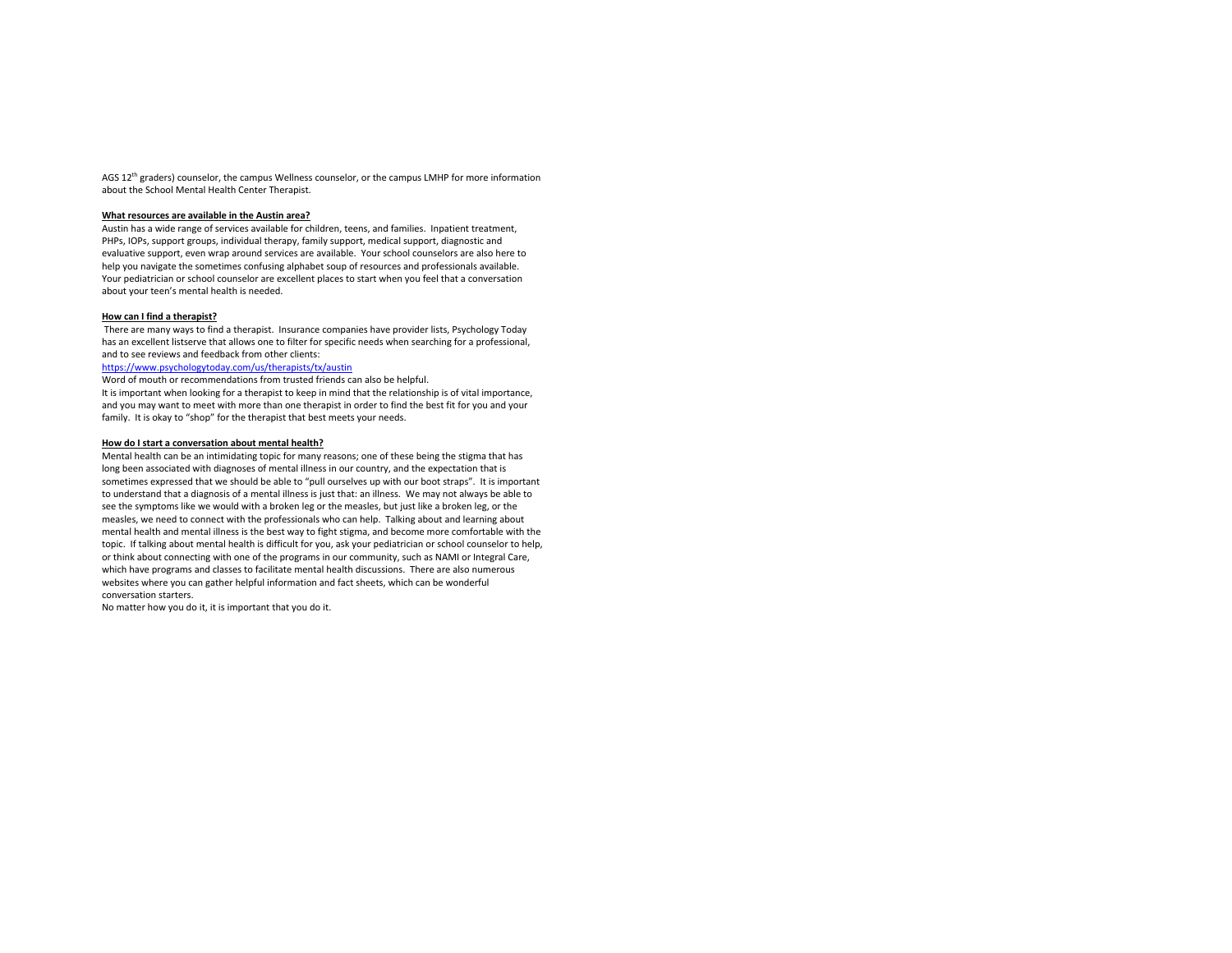AGS 12th graders) counselor, the campus Wellness counselor, or the campus LMHP for more information about the School Mental Health Center Therapist.

**What resources are available in the Austin area?**

Austin has a wide range of services available for children, teens, and families. Inpatient treatment, PHPs, IOPs, support groups, individual therapy, family support, medical support, diagnostic and evaluative support, even wrap around services are available. Your school counselors are also here to help you navigate the sometimes confusing alphabet soup of resources and professionals available. Your pediatrician or school counselor are excellent places to start when you feel that a conversation about your teen's mental health is needed.

**How can I find a therapist?**

There are many ways to find a therapist. Insurance companies have provider lists, Psychology Today has an excellent listserve that allows one to filter for specific needs when searching for a professional, and to see reviews and feedback from other clients:

https://www.psychologytoday.com/us/therapists/tx/austin

Word of mouth or recommendations from trusted friends can also be helpful.

It is important when looking for a therapist to keep in mind that the relationship is of vital importance, and you may want to meet with more than one therapist in order to find the best fit for you and your family. It is okay to "shop" for the therapist that best meets your needs.

**How do I start a conversation about mental health?**

Mental health can be an intimidating topic for many reasons; one of these being the stigma that has long been associated with diagnoses of mental illness in our country, and the expectation that is sometimes expressed that we should be able to "pull ourselves up with our boot straps". It is important to understand that a diagnosis of a mental illness is just that: an illness. We may not always be able to see the symptoms like we would with a broken leg or the measles, but just like a broken leg, or the measles, we need to connect with the professionals who can help. Talking about and learning about mental health and mental illness is the best way to fight stigma, and become more comfortable with the topic. If talking about mental health is difficult for you, ask your pediatrician or school counselor to help, or think about connecting with one of the programs in our community, such as NAMI or Integral Care, which have programs and classes to facilitate mental health discussions. There are also numerous websites where you can gather helpful information and fact sheets, which can be wonderful conversation starters.

No matter how you do it, it is important that you do it.